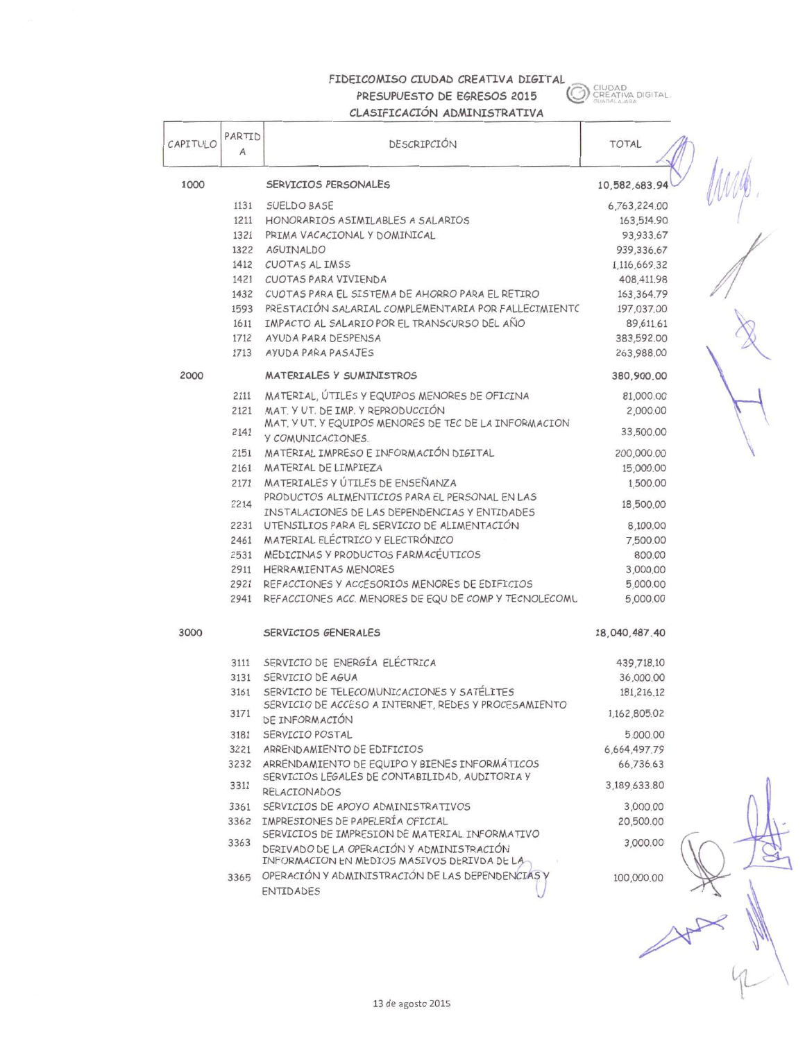# FIDEICOMISO CIUDAD CREATIVA DIGITAL
## PRESUPUESTO DE EGRESOS 2015
## CLASIFICACIÓN ADMINISTRATIVA

| CAPITULO | PARTIDA | DESCRIPCIÓN | TOTAL |
|---|---|---|---|
| 1000 | | SERVICIOS PERSONALES | 10,582,683.94 |
| | 1131 | SUELDO BASE | 6,763,224.00 |
| | 1211 | HONORARIOS ASIMILABLES A SALARIOS | 163,514.90 |
| | 1321 | PRIMA VACACIONAL Y DOMINICAL | 93,933.67 |
| | 1322 | AGUINALDO | 939,336.67 |
| | 1412 | CUOTAS AL IMSS | 1,116,669.32 |
| | 1421 | CUOTAS PARA VIVIENDA | 408,411.98 |
| | 1432 | CUOTAS PARA EL SISTEMA DE AHORRO PARA EL RETIRO | 163,364.79 |
| | 1593 | PRESTACIÓN SALARIAL COMPLEMENTARIA POR FALLECIMIENTC | 197,037.00 |
| | 1611 | IMPACTO AL SALARIO POR EL TRANSCURSO DEL AÑO | 89,611.61 |
| | 1712 | AYUDA PARA DESPENSA | 383,592.00 |
| | 1713 | AYUDA PARA PASAJES | 263,988.00 |
| 2000 | | MATERIALES Y SUMINISTROS | 380,900.00 |
| | 2111 | MATERIAL, ÚTILES Y EQUIPOS MENORES DE OFICINA | 81,000.00 |
| | 2121 | MAT. Y UT. DE IMP. Y REPRODUCCIÓN | 2,000.00 |
| | 2141 | MAT. Y UT. Y EQUIPOS MENORES DE TEC DE LA INFORMACION Y COMUNICACIONES. | 33,500.00 |
| | 2151 | MATERIAL IMPRESO E INFORMACIÓN DIGITAL | 200,000.00 |
| | 2161 | MATERIAL DE LIMPIEZA | 15,000.00 |
| | 2171 | MATERIALES Y ÚTILES DE ENSEÑANZA | 1,500.00 |
| | 2214 | PRODUCTOS ALIMENTICIOS PARA EL PERSONAL EN LAS INSTALACIONES DE LAS DEPENDENCIAS Y ENTIDADES | 18,500.00 |
| | 2231 | UTENSILIOS PARA EL SERVICIO DE ALIMENTACIÓN | 8,100.00 |
| | 2461 | MATERIAL ELÉCTRICO Y ELECTRÓNICO | 7,500.00 |
| | 2531 | MEDICINAS Y PRODUCTOS FARMACÉUTICOS | 800.00 |
| | 2911 | HERRAMIENTAS MENORES | 3,000.00 |
| | 2921 | REFACCIONES Y ACCESORIOS MENORES DE EDIFICIOS | 5,000.00 |
| | 2941 | REFACCIONES ACC. MENORES DE EQU DE COMP Y TECNOLECOML | 5,000.00 |
| 3000 | | SERVICIOS GENERALES | 18,040,487.40 |
| | 3111 | SERVICIO DE ENERGÍA ELÉCTRICA | 439,718.10 |
| | 3131 | SERVICIO DE AGUA | 36,000.00 |
| | 3161 | SERVICIO DE TELECOMUNICACIONES Y SATÉLITES | 181,216.12 |
| | 3171 | SERVICIO DE ACCESO A INTERNET, REDES Y PROCESAMIENTO DE INFORMACIÓN | 1,162,805.02 |
| | 3181 | SERVICIO POSTAL | 5,000.00 |
| | 3221 | ARRENDAMIENTO DE EDIFICIOS | 6,664,497.79 |
| | 3232 | ARRENDAMIENTO DE EQUIPO Y BIENES INFORMÁTICOS | 66,736.63 |
| | 3311 | SERVICIOS LEGALES DE CONTABILIDAD, AUDITORIA Y RELACIONADOS | 3,189,633.80 |
| | 3361 | SERVICIOS DE APOYO ADMINISTRATIVOS | 3,000.00 |
| | 3362 | IMPRESIONES DE PAPELERÍA OFICIAL | 20,500.00 |
| | 3363 | SERVICIOS DE IMPRESION DE MATERIAL INFORMATIVO DERIVADO DE LA OPERACIÓN Y ADMINISTRACIÓN | 3,000.00 |
| | 3365 | INFORMACION EN MEDIOS MASIVOS DERIVDA DE LA OPERACIÓN Y ADMINISTRACIÓN DE LAS DEPENDENCIAS Y ENTIDADES | 100,000.00 |

13 de agosto 2015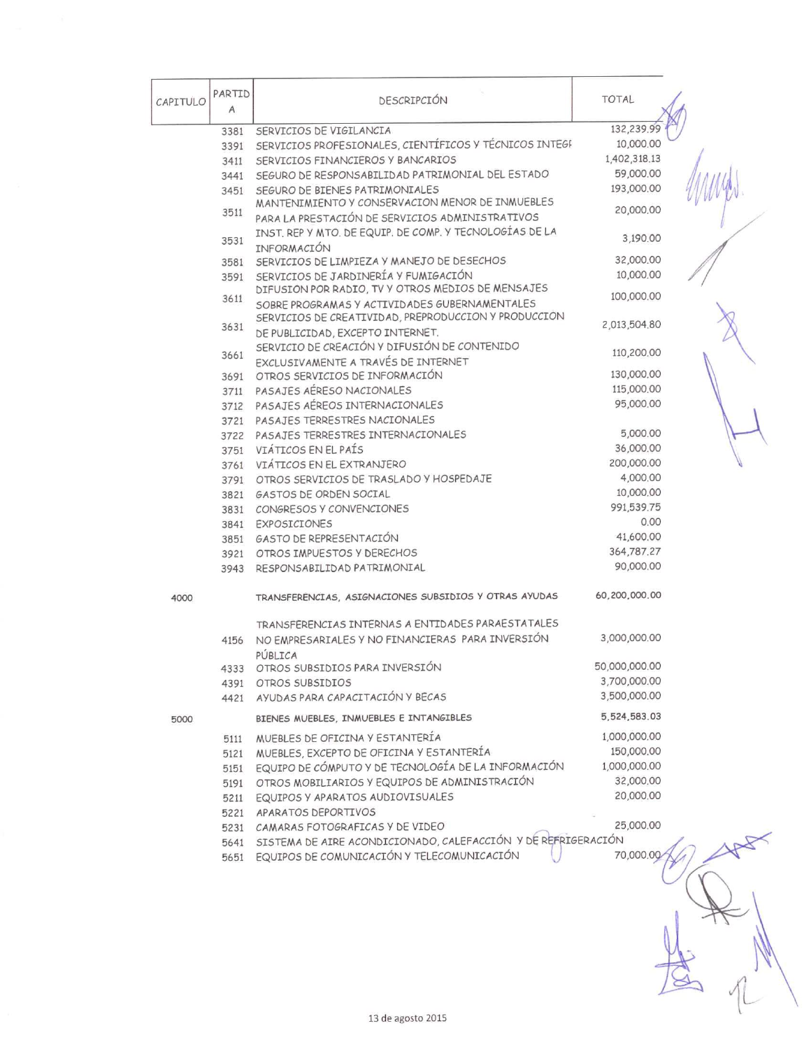| CAPITULO | PARTIDA | DESCRIPCIÓN | TOTAL |
|---|---|---|---|
| | 3381 | SERVICIOS DE VIGILANCIA | 132,239.99 |
| | 3391 | SERVICIOS PROFESIONALES, CIENTÍFICOS Y TÉCNICOS INTEGI | 10,000.00 |
| | 3411 | SERVICIOS FINANCIEROS Y BANCARIOS | 1,402,318.13 |
| | 3441 | SEGURO DE RESPONSABILIDAD PATRIMONIAL DEL ESTADO | 59,000.00 |
| | 3451 | SEGURO DE BIENES PATRIMONIALES | 193,000.00 |
| | 3511 | MANTENIMIENTO Y CONSERVACION MENOR DE INMUEBLES PARA LA PRESTACIÓN DE SERVICIOS ADMINISTRATIVOS | 20,000.00 |
| | 3531 | INST. REP Y MTO. DE EQUIP. DE COMP. Y TECNOLOGÍAS DE LA INFORMACIÓN | 3,190.00 |
| | 3581 | SERVICIOS DE LIMPIEZA Y MANEJO DE DESECHOS | 32,000.00 |
| | 3591 | SERVICIOS DE JARDINERÍA Y FUMIGACIÓN | 10,000.00 |
| | 3611 | DIFUSION POR RADIO, TV Y OTROS MEDIOS DE MENSAJES SOBRE PROGRAMAS Y ACTIVIDADES GUBERNAMENTALES | 100,000.00 |
| | 3631 | SERVICIOS DE CREATIVIDAD, PREPRODUCCION Y PRODUCCION DE PUBLICIDAD, EXCEPTO INTERNET. | 2,013,504.80 |
| | 3661 | SERVICIO DE CREACIÓN Y DIFUSIÓN DE CONTENIDO EXCLUSIVAMENTE A TRAVÉS DE INTERNET | 110,200.00 |
| | 3691 | OTROS SERVICIOS DE INFORMACIÓN | 130,000.00 |
| | 3711 | PASAJES AÉRESO NACIONALES | 115,000.00 |
| | 3712 | PASAJES AÉREOS INTERNACIONALES | 95,000.00 |
| | 3721 | PASAJES TERRESTRES NACIONALES | |
| | 3722 | PASAJES TERRESTRES INTERNACIONALES | 5,000.00 |
| | 3751 | VIÁTICOS EN EL PAÍS | 36,000.00 |
| | 3761 | VIÁTICOS EN EL EXTRANJERO | 200,000.00 |
| | 3791 | OTROS SERVICIOS DE TRASLADO Y HOSPEDAJE | 4,000.00 |
| | 3821 | GASTOS DE ORDEN SOCIAL | 10,000.00 |
| | 3831 | CONGRESOS Y CONVENCIONES | 991,539.75 |
| | 3841 | EXPOSICIONES | 0.00 |
| | 3851 | GASTO DE REPRESENTACIÓN | 41,600.00 |
| | 3921 | OTROS IMPUESTOS Y DERECHOS | 364,787.27 |
| | 3943 | RESPONSABILIDAD PATRIMONIAL | 90,000.00 |
| 4000 | | TRANSFERENCIAS, ASIGNACIONES SUBSIDIOS Y OTRAS AYUDAS | 60,200,000.00 |
| | 4156 | TRANSFERENCIAS INTERNAS A ENTIDADES PARAESTATALES NO EMPRESARIALES Y NO FINANCIERAS PARA INVERSIÓN PÚBLICA | 3,000,000.00 |
| | 4333 | OTROS SUBSIDIOS PARA INVERSIÓN | 50,000,000.00 |
| | 4391 | OTROS SUBSIDIOS | 3,700,000.00 |
| | 4421 | AYUDAS PARA CAPACITACIÓN Y BECAS | 3,500,000.00 |
| 5000 | | BIENES MUEBLES, INMUEBLES E INTANGIBLES | 5,524,583.03 |
| | 5111 | MUEBLES DE OFICINA Y ESTANTERÍA | 1,000,000.00 |
| | 5121 | MUEBLES, EXCEPTO DE OFICINA Y ESTANTERÍA | 150,000.00 |
| | 5151 | EQUIPO DE CÓMPUTO Y DE TECNOLOGÍA DE LA INFORMACIÓN | 1,000,000.00 |
| | 5191 | OTROS MOBILIARIOS Y EQUIPOS DE ADMINISTRACIÓN | 32,000.00 |
| | 5211 | EQUIPOS Y APARATOS AUDIOVISUALES | 20,000.00 |
| | 5221 | APARATOS DEPORTIVOS | |
| | 5231 | CAMARAS FOTOGRAFICAS Y DE VIDEO | 25,000.00 |
| | 5641 | SISTEMA DE AIRE ACONDICIONADO, CALEFACCIÓN Y DE REFRIGERACIÓN | |
| | 5651 | EQUIPOS DE COMUNICACIÓN Y TELECOMUNICACIÓN | 70,000.00 |

13 de agosto 2015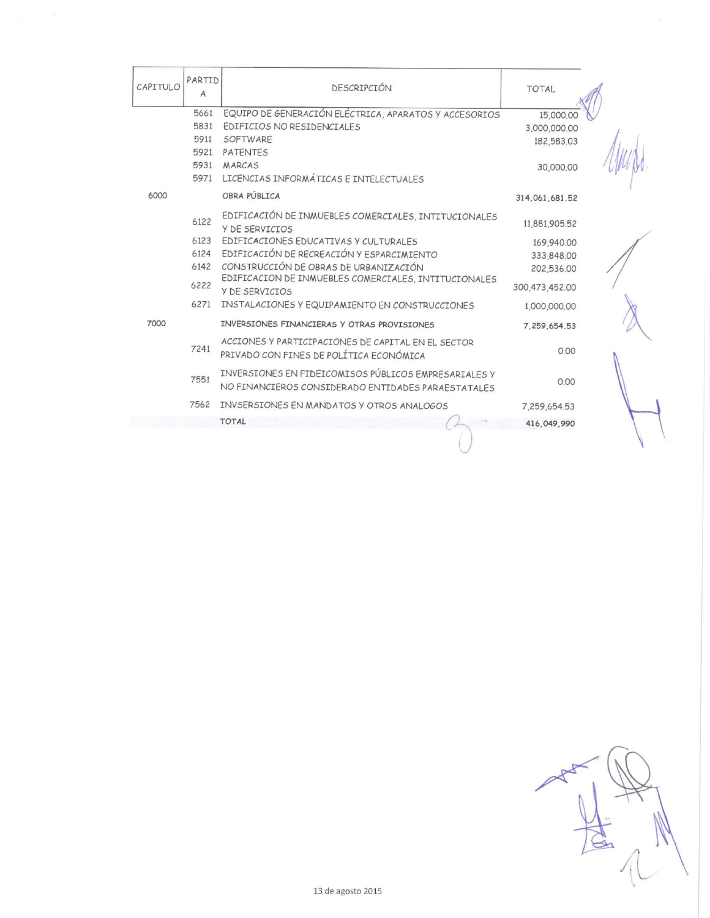| CAPITULO | PARTIDA | DESCRIPCIÓN | TOTAL |
|---|---|---|---|
| | 5661 | EQUIPO DE GENERACIÓN ELÉCTRICA, APARATOS Y ACCESORIOS | 15,000.00 |
| | 5831 | EDIFICIOS NO RESIDENCIALES | 3,000,000.00 |
| | 5911 | SOFTWARE | 182,583.03 |
| | 5921 | PATENTES | |
| | 5931 | MARCAS | 30,000.00 |
| | 5971 | LICENCIAS INFORMÁTICAS E INTELECTUALES | |
| 6000 | | OBRA PÚBLICA | 314,061,681.52 |
| | 6122 | EDIFICACIÓN DE INMUEBLES COMERCIALES, INTITUCIONALES Y DE SERVICIOS | 11,881,905.52 |
| | 6123 | EDIFICACIONES EDUCATIVAS Y CULTURALES | 169,940.00 |
| | 6124 | EDIFICACIÓN DE RECREACIÓN Y ESPARCIMIENTO | 333,848.00 |
| | 6142 | CONSTRUCCIÓN DE OBRAS DE URBANIZACIÓN | 202,536.00 |
| | 6222 | EDIFICACION DE INMUEBLES COMERCIALES, INTITUCIONALES Y DE SERVICIOS | 300,473,452.00 |
| | 6271 | INSTALACIONES Y EQUIPAMIENTO EN CONSTRUCCIONES | 1,000,000.00 |
| 7000 | | INVERSIONES FINANCIERAS Y OTRAS PROVISIONES | 7,259,654.53 |
| | 7241 | ACCIONES Y PARTICIPACIONES DE CAPITAL EN EL SECTOR PRIVADO CON FINES DE POLÍTICA ECONÓMICA | 0.00 |
| | 7551 | INVERSIONES EN FIDEICOMISOS PÚBLICOS EMPRESARIALES Y NO FINANCIEROS CONSIDERADO ENTIDADES PARAESTATALES | 0.00 |
| | 7562 | INVSERSIONES EN MANDATOS Y OTROS ANALOGOS | 7,259,654.53 |
| | | TOTAL | 416,049,990 |

13 de agosto 2015